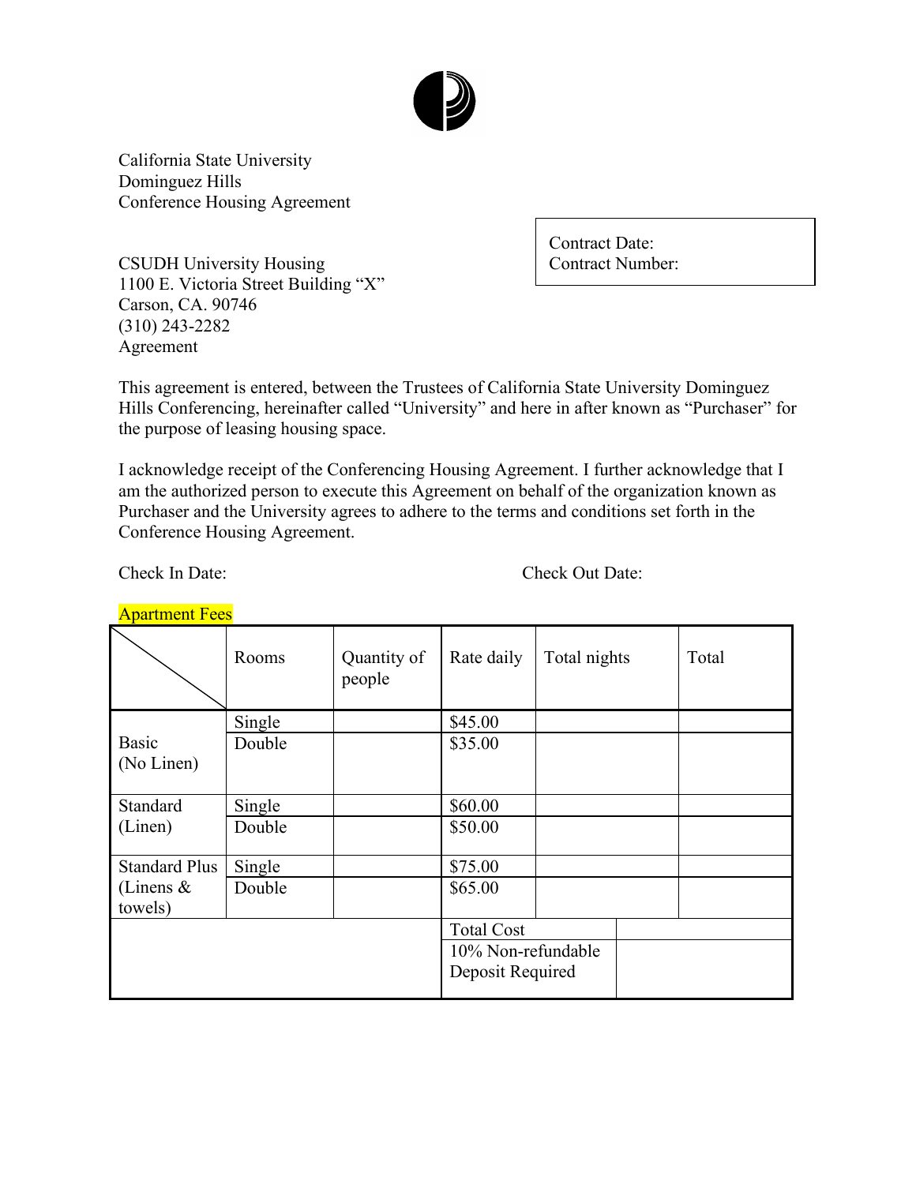California State University
Dominguez Hills
Conference Housing Agreement

| |
|---|
| Contract Date: |
| Contract Number: |

CSUDH University Housing
1100 E. Victoria Street Building "X"
Carson, CA. 90746
(310) 243-2282
Agreement

This agreement is entered, between the Trustees of California State University Dominguez Hills Conferencing, hereinafter called "University" and here in after known as "Purchaser" for the purpose of leasing housing space.

I acknowledge receipt of the Conferencing Housing Agreement. I further acknowledge that I am the authorized person to execute this Agreement on behalf of the organization known as Purchaser and the University agrees to adhere to the terms and conditions set forth in the Conference Housing Agreement.

Check In Date: Check Out Date:

Apartment Fees

| | Rooms | Quantity of people | Rate daily | Total nights | Total |
|---|---|---|---|---|---|
| Basic (No Linen) | Single | | $45.00 | | |
| | Double | | $35.00 | | |
| Standard (Linen) | Single | | $60.00 | | |
| | Double | | $50.00 | | |
| Standard Plus (Linens & towels) | Single | | $75.00 | | |
| | Double | | $65.00 | | |
| | | | Total Cost | | |
| | | | 10% Non-refundable Deposit Required | | |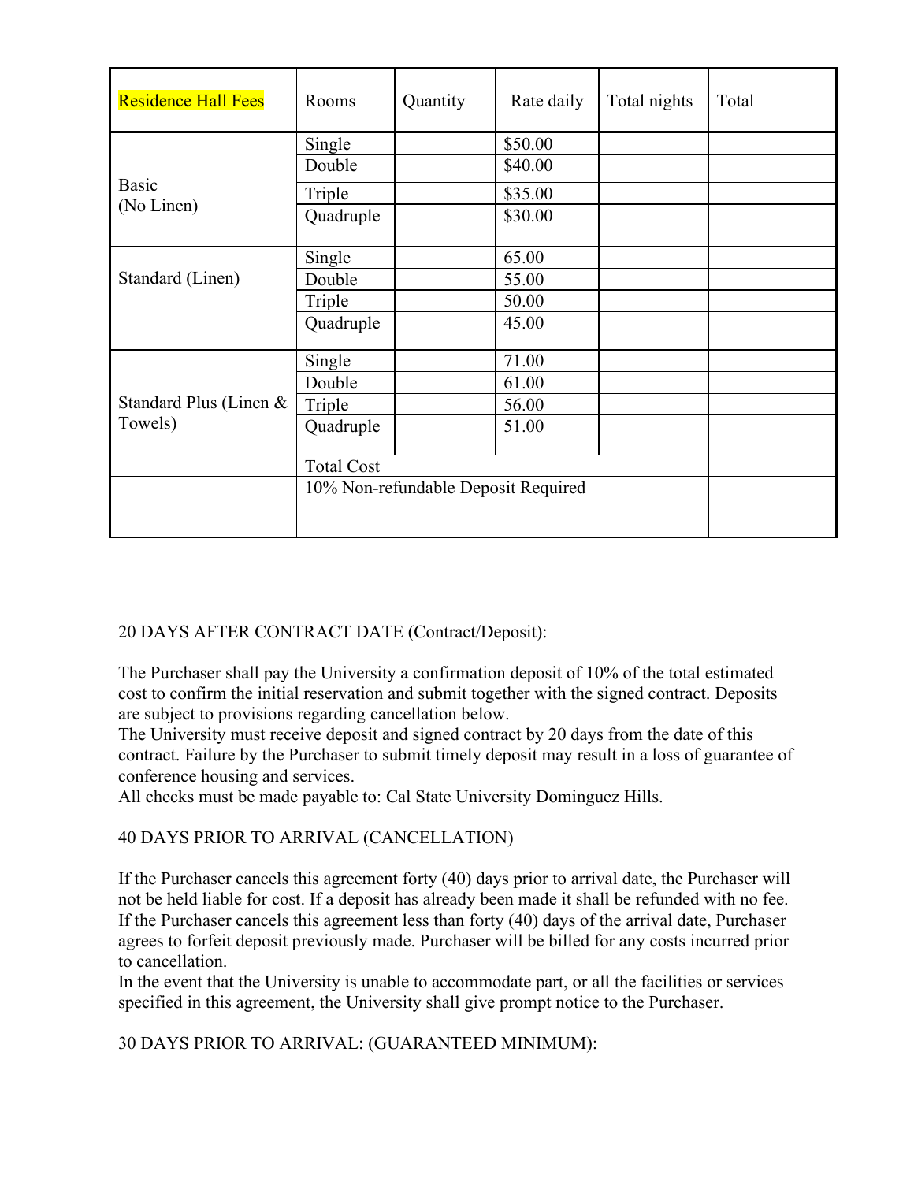| Residence Hall Fees | Rooms | Quantity | Rate daily | Total nights | Total |
|---|---|---|---|---|---|
| Basic (No Linen) | Single | | $50.00 | | |
| | Double | | $40.00 | | |
| | Triple | | $35.00 | | |
| | Quadruple | | $30.00 | | |
| Standard (Linen) | Single | | 65.00 | | |
| | Double | | 55.00 | | |
| | Triple | | 50.00 | | |
| | Quadruple | | 45.00 | | |
| Standard Plus (Linen & Towels) | Single | | 71.00 | | |
| | Double | | 61.00 | | |
| | Triple | | 56.00 | | |
| | Quadruple | | 51.00 | | |
| | Total Cost | | | | |
| | 10% Non-refundable Deposit Required | | | | |

20 DAYS AFTER CONTRACT DATE (Contract/Deposit):

The Purchaser shall pay the University a confirmation deposit of 10% of the total estimated cost to confirm the initial reservation and submit together with the signed contract. Deposits are subject to provisions regarding cancellation below.
The University must receive deposit and signed contract by 20 days from the date of this contract. Failure by the Purchaser to submit timely deposit may result in a loss of guarantee of conference housing and services.
All checks must be made payable to: Cal State University Dominguez Hills.

40 DAYS PRIOR TO ARRIVAL (CANCELLATION)

If the Purchaser cancels this agreement forty (40) days prior to arrival date, the Purchaser will not be held liable for cost. If a deposit has already been made it shall be refunded with no fee.
If the Purchaser cancels this agreement less than forty (40) days of the arrival date, Purchaser agrees to forfeit deposit previously made. Purchaser will be billed for any costs incurred prior to cancellation.
In the event that the University is unable to accommodate part, or all the facilities or services specified in this agreement, the University shall give prompt notice to the Purchaser.

30 DAYS PRIOR TO ARRIVAL: (GUARANTEED MINIMUM):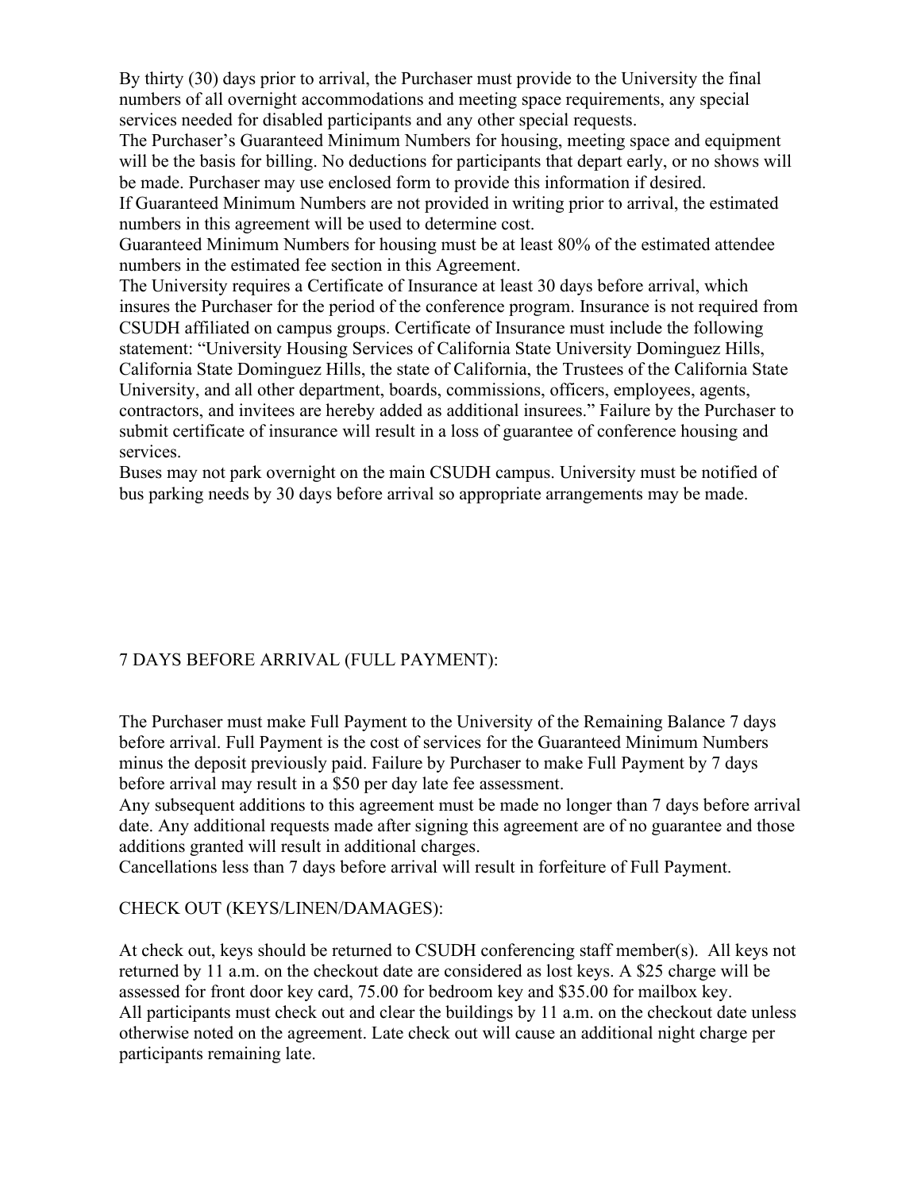By thirty (30) days prior to arrival, the Purchaser must provide to the University the final numbers of all overnight accommodations and meeting space requirements, any special services needed for disabled participants and any other special requests.

The Purchaser's Guaranteed Minimum Numbers for housing, meeting space and equipment will be the basis for billing. No deductions for participants that depart early, or no shows will be made. Purchaser may use enclosed form to provide this information if desired.

If Guaranteed Minimum Numbers are not provided in writing prior to arrival, the estimated numbers in this agreement will be used to determine cost.

Guaranteed Minimum Numbers for housing must be at least 80% of the estimated attendee numbers in the estimated fee section in this Agreement.

The University requires a Certificate of Insurance at least 30 days before arrival, which insures the Purchaser for the period of the conference program. Insurance is not required from CSUDH affiliated on campus groups. Certificate of Insurance must include the following statement: "University Housing Services of California State University Dominguez Hills, California State Dominguez Hills, the state of California, the Trustees of the California State University, and all other department, boards, commissions, officers, employees, agents, contractors, and invitees are hereby added as additional insurees." Failure by the Purchaser to submit certificate of insurance will result in a loss of guarantee of conference housing and services.

Buses may not park overnight on the main CSUDH campus. University must be notified of bus parking needs by 30 days before arrival so appropriate arrangements may be made.

## 7 DAYS BEFORE ARRIVAL (FULL PAYMENT):

The Purchaser must make Full Payment to the University of the Remaining Balance 7 days before arrival. Full Payment is the cost of services for the Guaranteed Minimum Numbers minus the deposit previously paid. Failure by Purchaser to make Full Payment by 7 days before arrival may result in a $50 per day late fee assessment.

Any subsequent additions to this agreement must be made no longer than 7 days before arrival date. Any additional requests made after signing this agreement are of no guarantee and those additions granted will result in additional charges.

Cancellations less than 7 days before arrival will result in forfeiture of Full Payment.

## CHECK OUT (KEYS/LINEN/DAMAGES):

At check out, keys should be returned to CSUDH conferencing staff member(s). All keys not returned by 11 a.m. on the checkout date are considered as lost keys. A $25 charge will be assessed for front door key card, 75.00 for bedroom key and $35.00 for mailbox key.

All participants must check out and clear the buildings by 11 a.m. on the checkout date unless otherwise noted on the agreement. Late check out will cause an additional night charge per participants remaining late.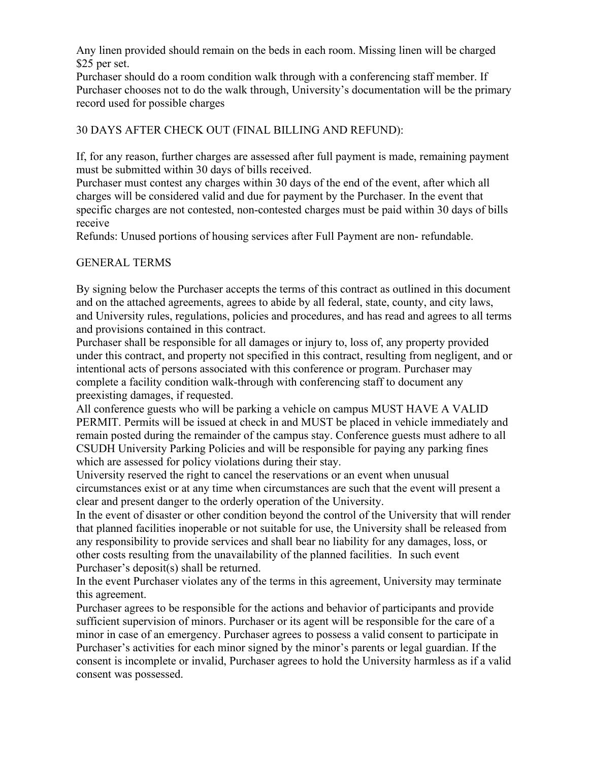Any linen provided should remain on the beds in each room. Missing linen will be charged $25 per set.

Purchaser should do a room condition walk through with a conferencing staff member. If Purchaser chooses not to do the walk through, University's documentation will be the primary record used for possible charges

30 DAYS AFTER CHECK OUT (FINAL BILLING AND REFUND):

If, for any reason, further charges are assessed after full payment is made, remaining payment must be submitted within 30 days of bills received.

Purchaser must contest any charges within 30 days of the end of the event, after which all charges will be considered valid and due for payment by the Purchaser. In the event that specific charges are not contested, non-contested charges must be paid within 30 days of bills receive

Refunds: Unused portions of housing services after Full Payment are non- refundable.

GENERAL TERMS

By signing below the Purchaser accepts the terms of this contract as outlined in this document and on the attached agreements, agrees to abide by all federal, state, county, and city laws, and University rules, regulations, policies and procedures, and has read and agrees to all terms and provisions contained in this contract.

Purchaser shall be responsible for all damages or injury to, loss of, any property provided under this contract, and property not specified in this contract, resulting from negligent, and or intentional acts of persons associated with this conference or program. Purchaser may complete a facility condition walk-through with conferencing staff to document any preexisting damages, if requested.

All conference guests who will be parking a vehicle on campus MUST HAVE A VALID PERMIT. Permits will be issued at check in and MUST be placed in vehicle immediately and remain posted during the remainder of the campus stay. Conference guests must adhere to all CSUDH University Parking Policies and will be responsible for paying any parking fines which are assessed for policy violations during their stay.

University reserved the right to cancel the reservations or an event when unusual circumstances exist or at any time when circumstances are such that the event will present a clear and present danger to the orderly operation of the University.

In the event of disaster or other condition beyond the control of the University that will render that planned facilities inoperable or not suitable for use, the University shall be released from any responsibility to provide services and shall bear no liability for any damages, loss, or other costs resulting from the unavailability of the planned facilities. In such event Purchaser's deposit(s) shall be returned.

In the event Purchaser violates any of the terms in this agreement, University may terminate this agreement.

Purchaser agrees to be responsible for the actions and behavior of participants and provide sufficient supervision of minors. Purchaser or its agent will be responsible for the care of a minor in case of an emergency. Purchaser agrees to possess a valid consent to participate in Purchaser's activities for each minor signed by the minor's parents or legal guardian. If the consent is incomplete or invalid, Purchaser agrees to hold the University harmless as if a valid consent was possessed.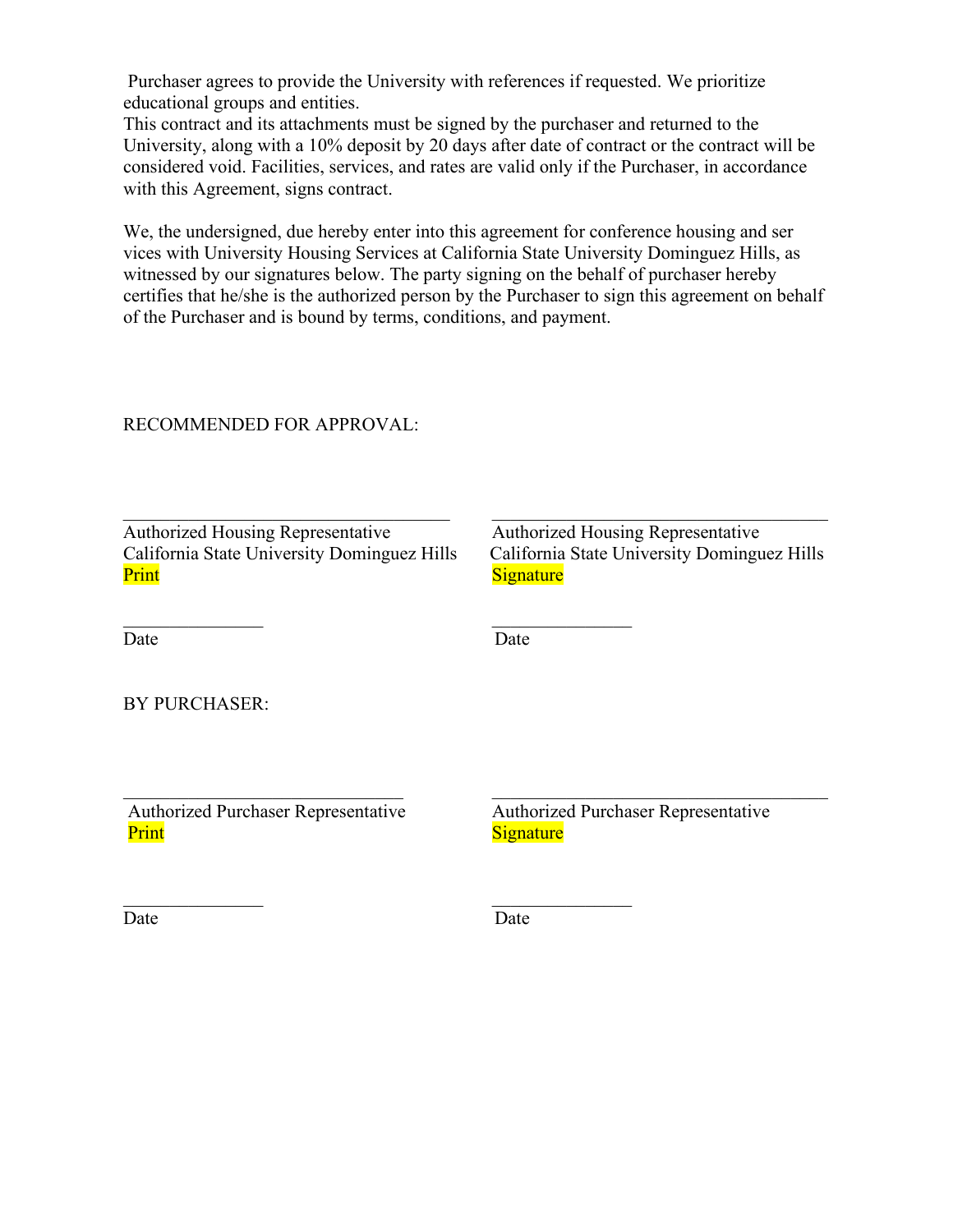Purchaser agrees to provide the University with references if requested. We prioritize educational groups and entities.
This contract and its attachments must be signed by the purchaser and returned to the University, along with a 10% deposit by 20 days after date of contract or the contract will be considered void. Facilities, services, and rates are valid only if the Purchaser, in accordance with this Agreement, signs contract.

We, the undersigned, due hereby enter into this agreement for conference housing and ser vices with University Housing Services at California State University Dominguez Hills, as witnessed by our signatures below. The party signing on the behalf of purchaser hereby certifies that he/she is the authorized person by the Purchaser to sign this agreement on behalf of the Purchaser and is bound by terms, conditions, and payment.

RECOMMENDED FOR APPROVAL:

| | |
|---|---|
| \_\_\_\_\_\_\_\_\_\_\_\_\_\_\_\_\_\_\_\_\_\_\_\_\_\_\_\_\_\_\_\_ | \_\_\_\_\_\_\_\_\_\_\_\_\_\_\_\_\_\_\_\_\_\_\_\_\_\_\_\_\_\_\_\_ |
| Authorized Housing Representative<br>California State University Dominguez Hills<br>Print | Authorized Housing Representative<br>California State University Dominguez Hills<br>Signature |
| \_\_\_\_\_\_\_\_\_\_\_\_\_\_ | \_\_\_\_\_\_\_\_\_\_\_\_\_\_ |
| Date | Date |

BY PURCHASER:

| | |
|---|---|
| \_\_\_\_\_\_\_\_\_\_\_\_\_\_\_\_\_\_\_\_\_\_\_\_\_\_\_\_\_\_\_\_ | \_\_\_\_\_\_\_\_\_\_\_\_\_\_\_\_\_\_\_\_\_\_\_\_\_\_\_\_\_\_\_\_ |
| Authorized Purchaser Representative<br>Print | Authorized Purchaser Representative<br>Signature |
| \_\_\_\_\_\_\_\_\_\_\_\_\_\_ | \_\_\_\_\_\_\_\_\_\_\_\_\_\_ |
| Date | Date |